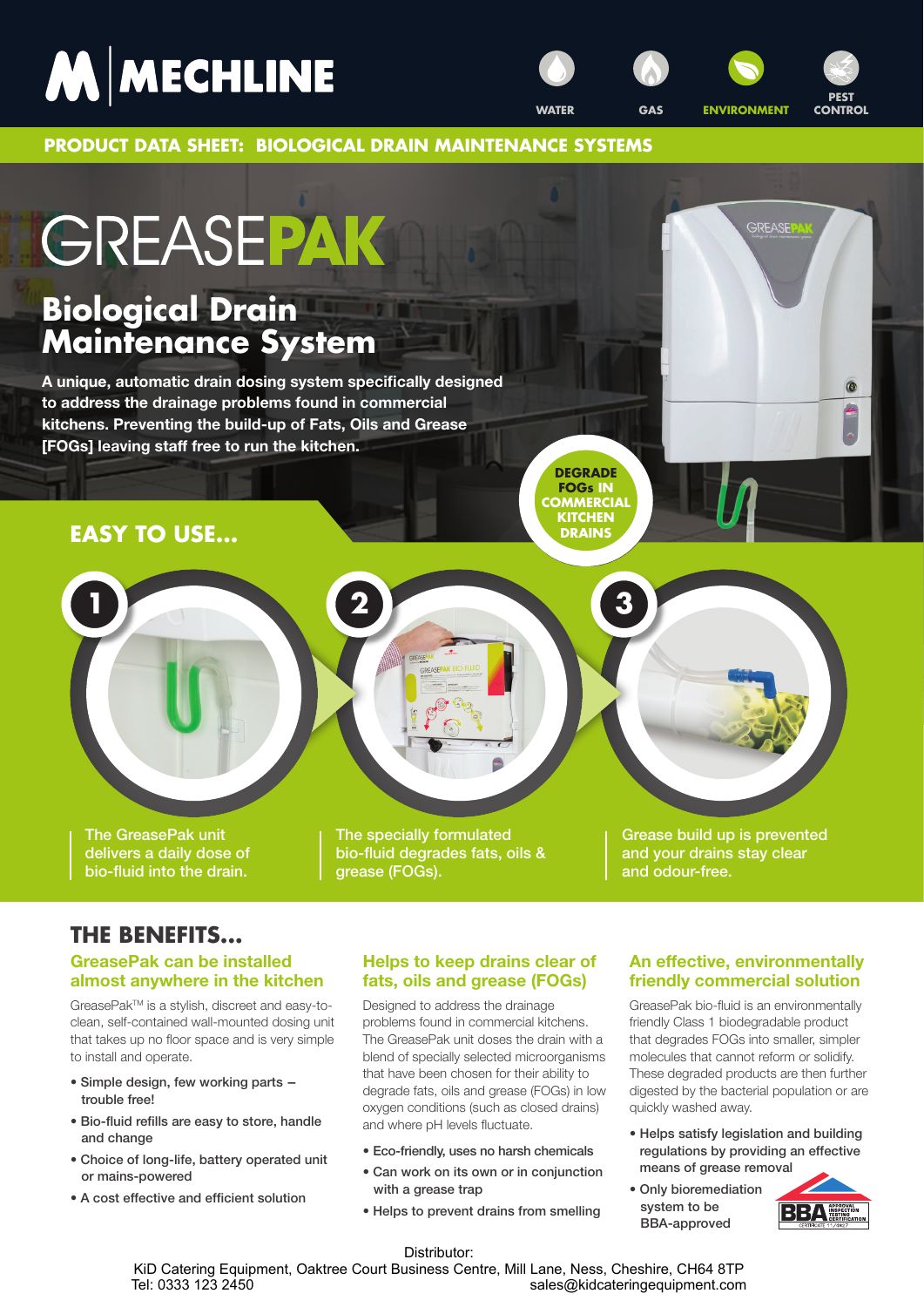MECHLINE

WATER GAS ENVIRONMENT PEST CONTROL

**PRODUCT DATA SHEET: BIOLOGICAL DRAIN MAINTENANCE SYSTEMS**

# GREASEPAK

## Biological Drain Maintenance System

**A unique, automatic drain dosing system specifically designed to address the drainage problems found in commercial kitchens. Preventing the build-up of Fats, Oils and Grease [FOGs] leaving staff free to run the kitchen.**

**DEGRADE FOGs IN COMMERCIAL KITCHEN DRAINS**

## EASY TO USE...

1. The GreasePak unit delivers a daily dose of bio-fluid into the drain.
2. The specially formulated bio-fluid degrades fats, oils & grease (FOGs).
3. Grease build up is prevented and your drains stay clear and odour-free.

## THE BENEFITS...

### GreasePak can be installed almost anywhere in the kitchen

GreasePak™ is a stylish, discreet and easy-to-clean, self-contained wall-mounted dosing unit that takes up no floor space and is very simple to install and operate.

- Simple design, few working parts – trouble free!
- Bio-fluid refills are easy to store, handle and change
- Choice of long-life, battery operated unit or mains-powered
- A cost effective and efficient solution

### Helps to keep drains clear of fats, oils and grease (FOGs)

Designed to address the drainage problems found in commercial kitchens. The GreasePak unit doses the drain with a blend of specially selected microorganisms that have been chosen for their ability to degrade fats, oils and grease (FOGs) in low oxygen conditions (such as closed drains) and where pH levels fluctuate.

- Eco-friendly, uses no harsh chemicals
- Can work on its own or in conjunction with a grease trap
- Helps to prevent drains from smelling

### An effective, environmentally friendly commercial solution

GreasePak bio-fluid is an environmentally friendly Class 1 biodegradable product that degrades FOGs into smaller, simpler molecules that cannot reform or solidify. These degraded products are then further digested by the bacterial population or are quickly washed away.

- Helps satisfy legislation and building regulations by providing an effective means of grease removal
- Only bioremediation system to be BBA-approved

Distributor:
KiD Catering Equipment, Oaktree Court Business Centre, Mill Lane, Ness, Cheshire, CH64 8TP
Tel: 0333 123 2450 sales@kidcateringequipment.com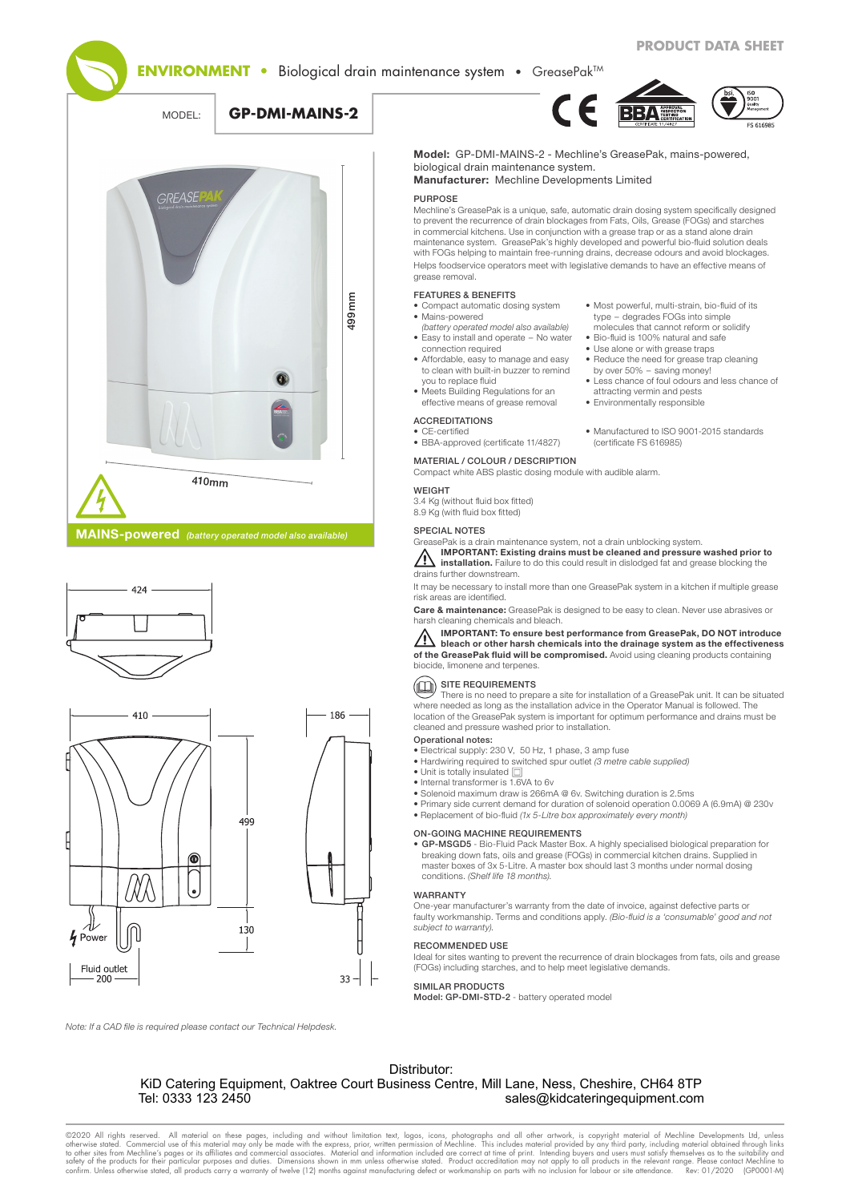PRODUCT DATA SHEET

**ENVIRONMENT** • Biological drain maintenance system • GreasePak™

MODEL: **GP-DMI-MAINS-2**

GREASEPAK

499mm

410mm

**MAINS-powered** *(battery operated model also available)*

424

410

499

130

Power

Fluid outlet
200

186

33

*Note: If a CAD file is required please contact our Technical Helpdesk.*

**Model:** GP-DMI-MAINS-2 - Mechline's GreasePak, mains-powered, biological drain maintenance system.
**Manufacturer:** Mechline Developments Limited

### PURPOSE

Mechline's GreasePak is a unique, safe, automatic drain dosing system specifically designed to prevent the recurrence of drain blockages from Fats, Oils, Grease (FOGs) and starches in commercial kitchens. Use in conjunction with a grease trap or as a stand alone drain maintenance system. GreasePak's highly developed and powerful bio-fluid solution deals with FOGs helping to maintain free-running drains, decrease odours and avoid blockages. Helps foodservice operators meet with legislative demands to have an effective means of grease removal.

### FEATURES & BENEFITS

- Compact automatic dosing system
- Mains-powered
  *(battery operated model also available)*
- Easy to install and operate – No water connection required
- Affordable, easy to manage and easy to clean with built-in buzzer to remind you to replace fluid
- Meets Building Regulations for an effective means of grease removal
- Most powerful, multi-strain, bio-fluid of its type – degrades FOGs into simple molecules that cannot reform or solidify
- Bio-fluid is 100% natural and safe
- Use alone or with grease traps
- Reduce the need for grease trap cleaning by over 50% – saving money!
- Less chance of foul odours and less chance of attracting vermin and pests
- Environmentally responsible

### ACCREDITATIONS

- CE-certified
- BBA-approved (certificate 11/4827)
- Manufactured to ISO 9001-2015 standards (certificate FS 616985)

### MATERIAL / COLOUR / DESCRIPTION

Compact white ABS plastic dosing module with audible alarm.

### WEIGHT

3.4 Kg (without fluid box fitted)
8.9 Kg (with fluid box fitted)

### SPECIAL NOTES

GreasePak is a drain maintenance system, not a drain unblocking system.

**IMPORTANT: Existing drains must be cleaned and pressure washed prior to installation.** Failure to do this could result in dislodged fat and grease blocking the drains further downstream.

It may be necessary to install more than one GreasePak system in a kitchen if multiple grease risk areas are identified.

**Care & maintenance:** GreasePak is designed to be easy to clean. Never use abrasives or harsh cleaning chemicals and bleach.

**IMPORTANT: To ensure best performance from GreasePak, DO NOT introduce bleach or other harsh chemicals into the drainage system as the effectiveness of the GreasePak fluid will be compromised.** Avoid using cleaning products containing biocide, limonene and terpenes.

### SITE REQUIREMENTS

There is no need to prepare a site for installation of a GreasePak unit. It can be situated where needed as long as the installation advice in the Operator Manual is followed. The location of the GreasePak system is important for optimum performance and drains must be cleaned and pressure washed prior to installation.

**Operational notes:**

- Electrical supply: 230 V, 50 Hz, 1 phase, 3 amp fuse
- Hardwiring required to switched spur outlet *(3 metre cable supplied)*
- Unit is totally insulated
- Internal transformer is 1.6VA to 6v
- Solenoid maximum draw is 266mA @ 6v. Switching duration is 2.5ms
- Primary side current demand for duration of solenoid operation 0.0069 A (6.9mA) @ 230v
- Replacement of bio-fluid *(1x 5-Litre box approximately every month)*

### ON-GOING MACHINE REQUIREMENTS

- **GP-MSGD5** - Bio-Fluid Pack Master Box. A highly specialised biological preparation for breaking down fats, oils and grease (FOGs) in commercial kitchen drains. Supplied in master boxes of 3x 5-Litre. A master box should last 3 months under normal dosing conditions. *(Shelf life 18 months).*

### WARRANTY

One-year manufacturer's warranty from the date of invoice, against defective parts or faulty workmanship. Terms and conditions apply. *(Bio-fluid is a 'consumable' good and not subject to warranty).*

### RECOMMENDED USE

Ideal for sites wanting to prevent the recurrence of drain blockages from fats, oils and grease (FOGs) including starches, and to help meet legislative demands.

### SIMILAR PRODUCTS

**Model: GP-DMI-STD-2** - battery operated model

Distributor:
KiD Catering Equipment, Oaktree Court Business Centre, Mill Lane, Ness, Cheshire, CH64 8TP
Tel: 0333 123 2450 sales@kidcateringequipment.com

©2020 All rights reserved. All material on these pages, including and without limitation text, logos, icons, photographs and all other artwork, is copyright material of Mechline Developments Ltd, unless otherwise stated. Commercial use of this material may only be made with the express, prior, written permission of Mechline. This includes material provided by any third party, including material obtained through links to other sites from Mechline's pages or its affiliates and commercial associates. Material and information included are correct at time of print. Intending buyers and users must satisfy themselves as to the suitability and safety of the products for their particular purposes and duties. Dimensions shown in mm unless otherwise stated. Product accreditation may not apply to all products in the relevant range. Please contact Mechline to confirm. Unless otherwise stated, all products carry a warranty of twelve (12) months against manufacturing defect or workmanship on parts with no inclusion for labour or site attendance. Rev: 01/2020 (GP0001-M)